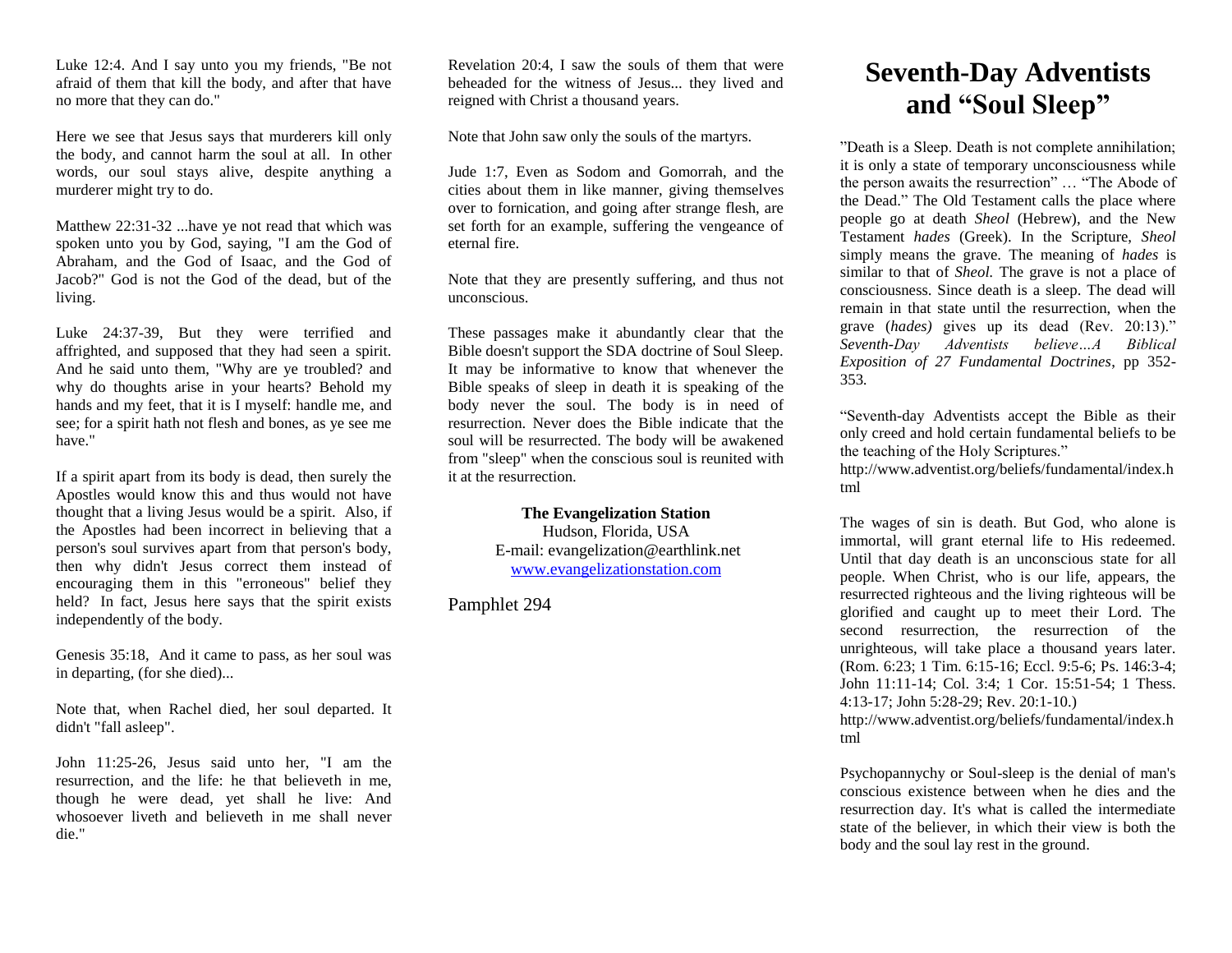Luke 12:4. And I say unto you my friends, "Be not afraid of them that kill the body, and after that have no more that they can do."

Here we see that Jesus says that murderers kill only the body, and cannot harm the soul at all. In other words, our soul stays alive, despite anything a murderer might try to do.

Matthew 22:31-32 ...have ye not read that which was spoken unto you by God, saying, "I am the God of Abraham, and the God of Isaac, and the God of Jacob?" God is not the God of the dead, but of the living.

Luke 24:37-39, But they were terrified and affrighted, and supposed that they had seen a spirit. And he said unto them, "Why are ye troubled? and why do thoughts arise in your hearts? Behold my hands and my feet, that it is I myself: handle me, and see; for a spirit hath not flesh and bones, as ye see me have."

If a spirit apart from its body is dead, then surely the Apostles would know this and thus would not have thought that a living Jesus would be a spirit. Also, if the Apostles had been incorrect in believing that a person's soul survives apart from that person's body, then why didn't Jesus correct them instead of encouraging them in this "erroneous" belief they held? In fact, Jesus here says that the spirit exists independently of the body.

Genesis 35:18, And it came to pass, as her soul was in departing, (for she died)...

Note that, when Rachel died, her soul departed. It didn't "fall asleep".

John 11:25-26, Jesus said unto her, "I am the resurrection, and the life: he that believeth in me, though he were dead, yet shall he live: And whosoever liveth and believeth in me shall never die."

Revelation 20:4, I saw the souls of them that were beheaded for the witness of Jesus... they lived and reigned with Christ a thousand years.

Note that John saw only the souls of the martyrs.

Jude 1:7, Even as Sodom and Gomorrah, and the cities about them in like manner, giving themselves over to fornication, and going after strange flesh, are set forth for an example, suffering the vengeance of eternal fire.

Note that they are presently suffering, and thus not unconscious.

These passages make it abundantly clear that the Bible doesn't support the SDA doctrine of Soul Sleep. It may be informative to know that whenever the Bible speaks of sleep in death it is speaking of the body never the soul. The body is in need of resurrection. Never does the Bible indicate that the soul will be resurrected. The body will be awakened from "sleep" when the conscious soul is reunited with it at the resurrection.

**The Evangelization Station**
Hudson, Florida, USA
E-mail: evangelization@earthlink.net
www.evangelizationstation.com

Pamphlet 294

# Seventh-Day Adventists and "Soul Sleep"

"Death is a Sleep. Death is not complete annihilation; it is only a state of temporary unconsciousness while the person awaits the resurrection" … "The Abode of the Dead." The Old Testament calls the place where people go at death *Sheol* (Hebrew), and the New Testament *hades* (Greek). In the Scripture, *Sheol* simply means the grave. The meaning of *hades* is similar to that of *Sheol.* The grave is not a place of consciousness. Since death is a sleep. The dead will remain in that state until the resurrection, when the grave (*hades)* gives up its dead (Rev. 20:13)." *Seventh-Day Adventists believe…A Biblical Exposition of 27 Fundamental Doctrines*, pp 352-353.

"Seventh-day Adventists accept the Bible as their only creed and hold certain fundamental beliefs to be the teaching of the Holy Scriptures."
http://www.adventist.org/beliefs/fundamental/index.html

The wages of sin is death. But God, who alone is immortal, will grant eternal life to His redeemed. Until that day death is an unconscious state for all people. When Christ, who is our life, appears, the resurrected righteous and the living righteous will be glorified and caught up to meet their Lord. The second resurrection, the resurrection of the unrighteous, will take place a thousand years later. (Rom. 6:23; 1 Tim. 6:15-16; Eccl. 9:5-6; Ps. 146:3-4; John 11:11-14; Col. 3:4; 1 Cor. 15:51-54; 1 Thess. 4:13-17; John 5:28-29; Rev. 20:1-10.)
http://www.adventist.org/beliefs/fundamental/index.html

Psychopannychy or Soul-sleep is the denial of man's conscious existence between when he dies and the resurrection day. It's what is called the intermediate state of the believer, in which their view is both the body and the soul lay rest in the ground.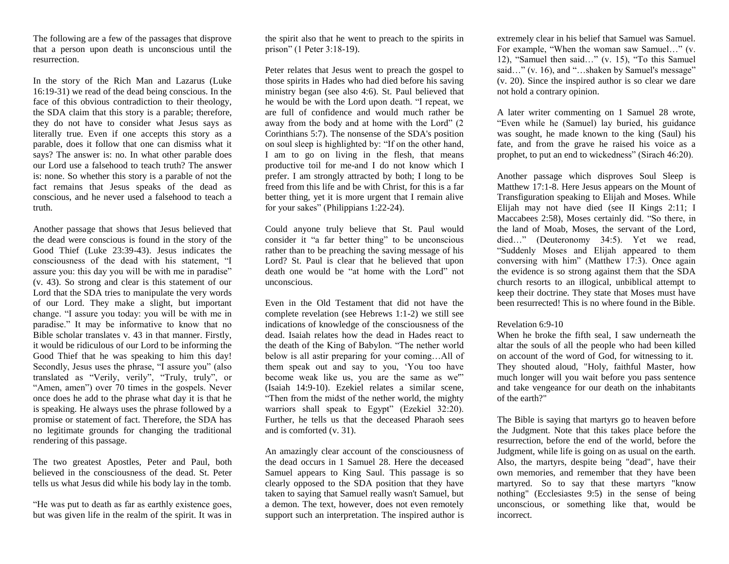The following are a few of the passages that disprove that a person upon death is unconscious until the resurrection.

In the story of the Rich Man and Lazarus (Luke 16:19-31) we read of the dead being conscious. In the face of this obvious contradiction to their theology, the SDA claim that this story is a parable; therefore, they do not have to consider what Jesus says as literally true. Even if one accepts this story as a parable, does it follow that one can dismiss what it says? The answer is: no. In what other parable does our Lord use a falsehood to teach truth? The answer is: none. So whether this story is a parable of not the fact remains that Jesus speaks of the dead as conscious, and he never used a falsehood to teach a truth.

Another passage that shows that Jesus believed that the dead were conscious is found in the story of the Good Thief (Luke 23:39-43). Jesus indicates the consciousness of the dead with his statement, "I assure you: this day you will be with me in paradise" (v. 43). So strong and clear is this statement of our Lord that the SDA tries to manipulate the very words of our Lord. They make a slight, but important change. "I assure you today: you will be with me in paradise." It may be informative to know that no Bible scholar translates v. 43 in that manner. Firstly, it would be ridiculous of our Lord to be informing the Good Thief that he was speaking to him this day! Secondly, Jesus uses the phrase, "I assure you" (also translated as "Verily, verily", "Truly, truly", or "Amen, amen") over 70 times in the gospels. Never once does he add to the phrase what day it is that he is speaking. He always uses the phrase followed by a promise or statement of fact. Therefore, the SDA has no legitimate grounds for changing the traditional rendering of this passage.

The two greatest Apostles, Peter and Paul, both believed in the consciousness of the dead. St. Peter tells us what Jesus did while his body lay in the tomb.

"He was put to death as far as earthly existence goes, but was given life in the realm of the spirit. It was in the spirit also that he went to preach to the spirits in prison" (1 Peter 3:18-19).

Peter relates that Jesus went to preach the gospel to those spirits in Hades who had died before his saving ministry began (see also 4:6). St. Paul believed that he would be with the Lord upon death. "I repeat, we are full of confidence and would much rather be away from the body and at home with the Lord" (2 Corinthians 5:7). The nonsense of the SDA's position on soul sleep is highlighted by: "If on the other hand, I am to go on living in the flesh, that means productive toil for me-and I do not know which I prefer. I am strongly attracted by both; I long to be freed from this life and be with Christ, for this is a far better thing, yet it is more urgent that I remain alive for your sakes" (Philippians 1:22-24).

Could anyone truly believe that St. Paul would consider it "a far better thing" to be unconscious rather than to be preaching the saving message of his Lord? St. Paul is clear that he believed that upon death one would be "at home with the Lord" not unconscious.

Even in the Old Testament that did not have the complete revelation (see Hebrews 1:1-2) we still see indications of knowledge of the consciousness of the dead. Isaiah relates how the dead in Hades react to the death of the King of Babylon. "The nether world below is all astir preparing for your coming…All of them speak out and say to you, 'You too have become weak like us, you are the same as we'" (Isaiah 14:9-10). Ezekiel relates a similar scene, "Then from the midst of the nether world, the mighty warriors shall speak to Egypt" (Ezekiel 32:20). Further, he tells us that the deceased Pharaoh sees and is comforted (v. 31).

An amazingly clear account of the consciousness of the dead occurs in 1 Samuel 28. Here the deceased Samuel appears to King Saul. This passage is so clearly opposed to the SDA position that they have taken to saying that Samuel really wasn't Samuel, but a demon. The text, however, does not even remotely support such an interpretation. The inspired author is extremely clear in his belief that Samuel was Samuel. For example, "When the woman saw Samuel…" (v. 12), "Samuel then said…" (v. 15), "To this Samuel said…" (v. 16), and "…shaken by Samuel's message" (v. 20). Since the inspired author is so clear we dare not hold a contrary opinion.

A later writer commenting on 1 Samuel 28 wrote, "Even while he (Samuel) lay buried, his guidance was sought, he made known to the king (Saul) his fate, and from the grave he raised his voice as a prophet, to put an end to wickedness" (Sirach 46:20).

Another passage which disproves Soul Sleep is Matthew 17:1-8. Here Jesus appears on the Mount of Transfiguration speaking to Elijah and Moses. While Elijah may not have died (see II Kings 2:11; I Maccabees 2:58), Moses certainly did. "So there, in the land of Moab, Moses, the servant of the Lord, died…" (Deuteronomy 34:5). Yet we read, "Suddenly Moses and Elijah appeared to them conversing with him" (Matthew 17:3). Once again the evidence is so strong against them that the SDA church resorts to an illogical, unbiblical attempt to keep their doctrine. They state that Moses must have been resurrected! This is no where found in the Bible.

Revelation 6:9-10

When he broke the fifth seal, I saw underneath the altar the souls of all the people who had been killed on account of the word of God, for witnessing to it. They shouted aloud, "Holy, faithful Master, how much longer will you wait before you pass sentence and take vengeance for our death on the inhabitants of the earth?"

The Bible is saying that martyrs go to heaven before the Judgment. Note that this takes place before the resurrection, before the end of the world, before the Judgment, while life is going on as usual on the earth. Also, the martyrs, despite being "dead", have their own memories, and remember that they have been martyred. So to say that these martyrs "know nothing" (Ecclesiastes 9:5) in the sense of being unconscious, or something like that, would be incorrect.